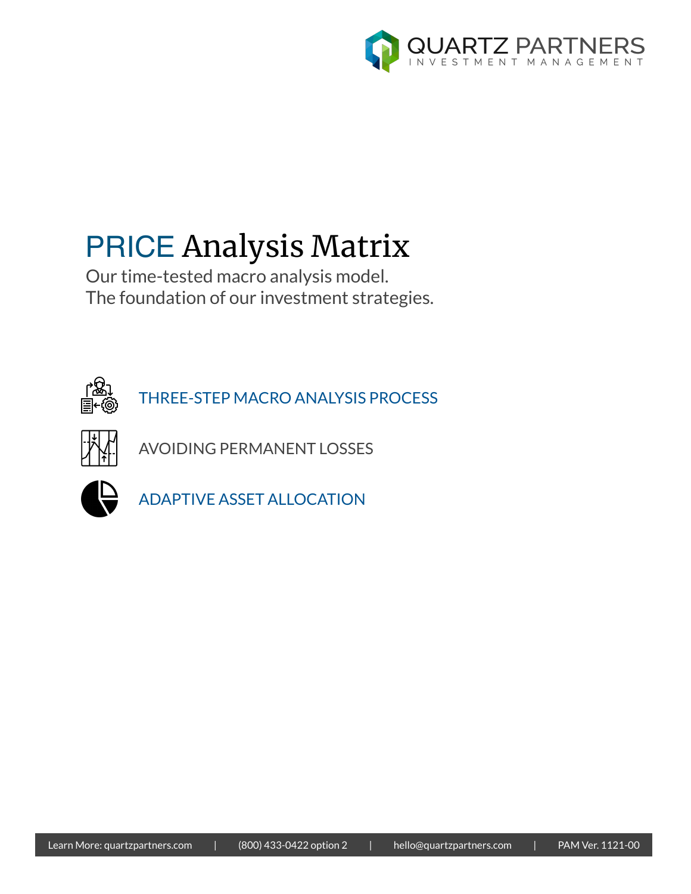QUARTZ PARTNERS
INVESTMENT MANAGEMENT

# PRICE Analysis Matrix

Our time-tested macro analysis model.
The foundation of our investment strategies.

- THREE-STEP MACRO ANALYSIS PROCESS
- AVOIDING PERMANENT LOSSES
- ADAPTIVE ASSET ALLOCATION

Learn More: quartzpartners.com | (800) 433-0422 option 2 | hello@quartzpartners.com | PAM Ver. 1121-00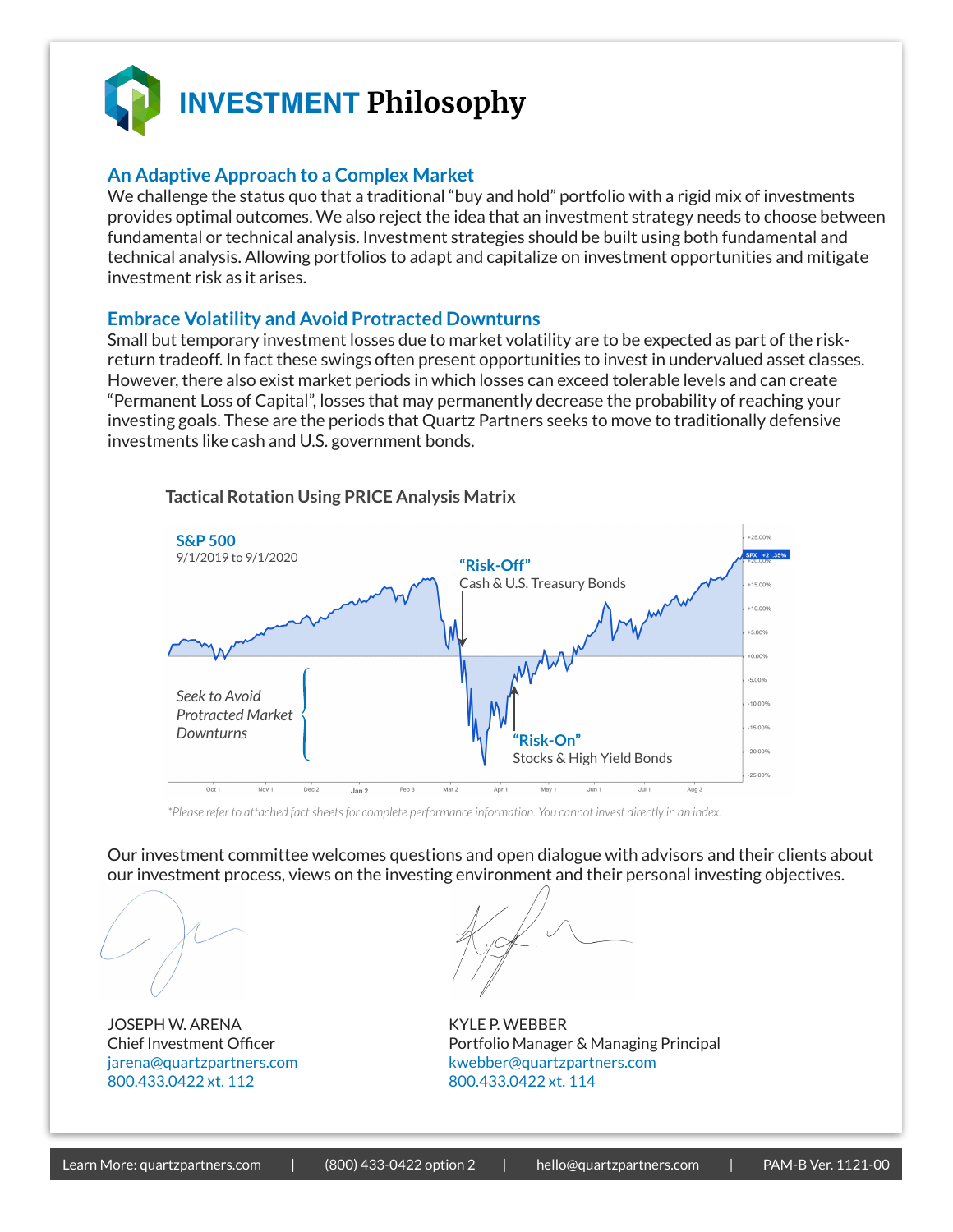# INVESTMENT Philosophy

## An Adaptive Approach to a Complex Market

We challenge the status quo that a traditional "buy and hold" portfolio with a rigid mix of investments provides optimal outcomes. We also reject the idea that an investment strategy needs to choose between fundamental or technical analysis. Investment strategies should be built using both fundamental and technical analysis. Allowing portfolios to adapt and capitalize on investment opportunities and mitigate investment risk as it arises.

## Embrace Volatility and Avoid Protracted Downturns

Small but temporary investment losses due to market volatility are to be expected as part of the risk-return tradeoff. In fact these swings often present opportunities to invest in undervalued asset classes. However, there also exist market periods in which losses can exceed tolerable levels and can create "Permanent Loss of Capital", losses that may permanently decrease the probability of reaching your investing goals. These are the periods that Quartz Partners seeks to move to traditionally defensive investments like cash and U.S. government bonds.

**Tactical Rotation Using PRICE Analysis Matrix**

**S&P 500**
9/1/2019 to 9/1/2020

**"Risk-Off"**
Cash & U.S. Treasury Bonds

*Seek to Avoid Protracted Market Downturns*

**"Risk-On"**
Stocks & High Yield Bonds

*\*Please refer to attached fact sheets for complete performance information. You cannot invest directly in an index.*

Our investment committee welcomes questions and open dialogue with advisors and their clients about our investment process, views on the investing environment and their personal investing objectives.

JOSEPH W. ARENA
Chief Investment Officer
jarena@quartzpartners.com
800.433.0422 xt. 112

KYLE P. WEBBER
Portfolio Manager & Managing Principal
kwebber@quartzpartners.com
800.433.0422 xt. 114

Learn More: quartzpartners.com | (800) 433-0422 option 2 | hello@quartzpartners.com | PAM-B Ver. 1121-00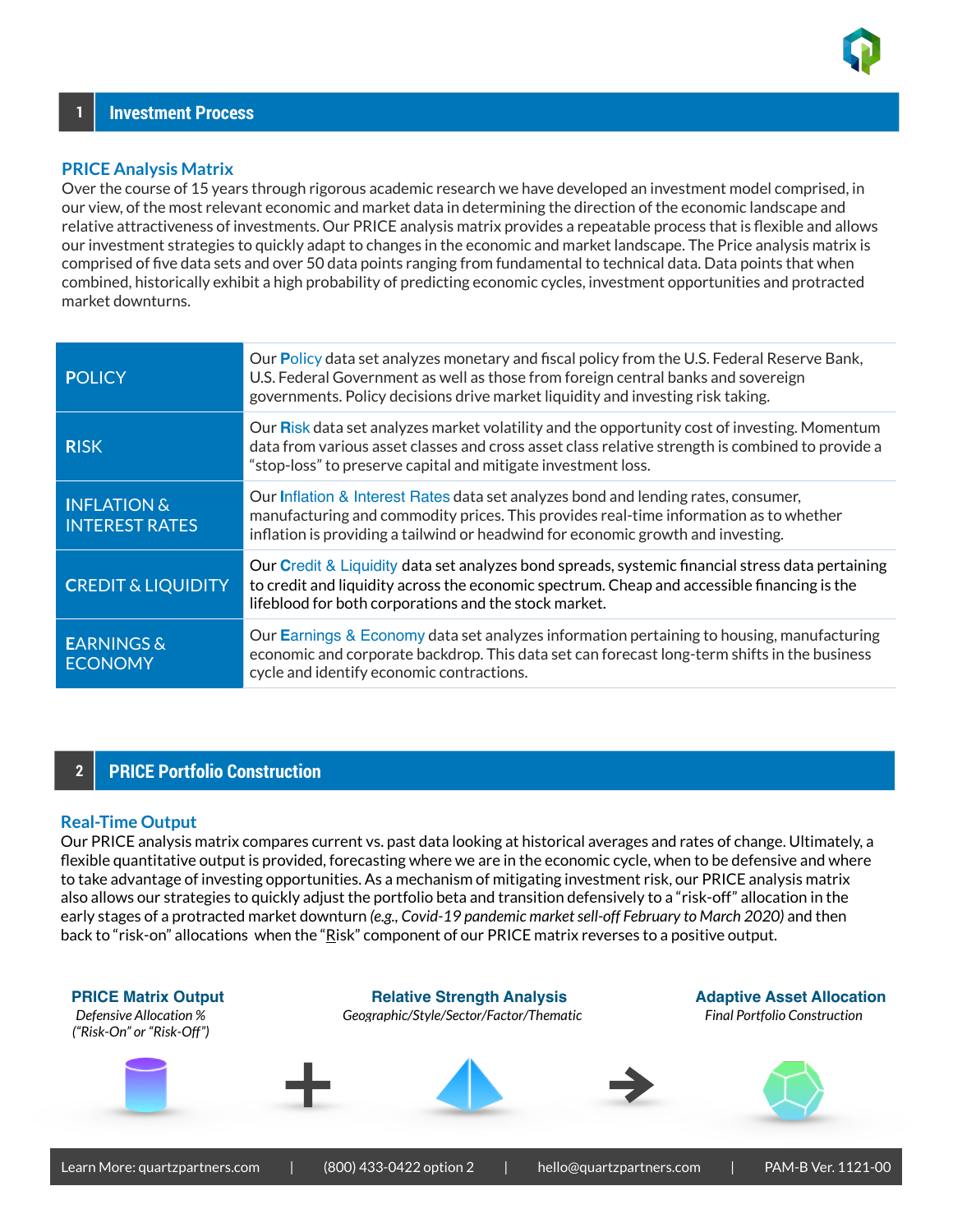## 1 Investment Process

### PRICE Analysis Matrix

Over the course of 15 years through rigorous academic research we have developed an investment model comprised, in our view, of the most relevant economic and market data in determining the direction of the economic landscape and relative attractiveness of investments. Our PRICE analysis matrix provides a repeatable process that is flexible and allows our investment strategies to quickly adapt to changes in the economic and market landscape. The Price analysis matrix is comprised of five data sets and over 50 data points ranging from fundamental to technical data. Data points that when combined, historically exhibit a high probability of predicting economic cycles, investment opportunities and protracted market downturns.

| | |
|---|---|
| **POLICY** | Our **P**olicy data set analyzes monetary and fiscal policy from the U.S. Federal Reserve Bank, U.S. Federal Government as well as those from foreign central banks and sovereign governments. Policy decisions drive market liquidity and investing risk taking. |
| **RISK** | Our **R**isk data set analyzes market volatility and the opportunity cost of investing. Momentum data from various asset classes and cross asset class relative strength is combined to provide a "stop-loss" to preserve capital and mitigate investment loss. |
| **INFLATION & INTEREST RATES** | Our **I**nflation & Interest Rates data set analyzes bond and lending rates, consumer, manufacturing and commodity prices. This provides real-time information as to whether inflation is providing a tailwind or headwind for economic growth and investing. |
| **CREDIT & LIQUIDITY** | Our **C**redit & Liquidity data set analyzes bond spreads, systemic financial stress data pertaining to credit and liquidity across the economic spectrum. Cheap and accessible financing is the lifeblood for both corporations and the stock market. |
| **EARNINGS & ECONOMY** | Our **E**arnings & Economy data set analyzes information pertaining to housing, manufacturing economic and corporate backdrop. This data set can forecast long-term shifts in the business cycle and identify economic contractions. |

## 2 PRICE Portfolio Construction

### Real-Time Output

Our PRICE analysis matrix compares current vs. past data looking at historical averages and rates of change. Ultimately, a flexible quantitative output is provided, forecasting where we are in the economic cycle, when to be defensive and where to take advantage of investing opportunities. As a mechanism of mitigating investment risk, our PRICE analysis matrix also allows our strategies to quickly adjust the portfolio beta and transition defensively to a "risk-off" allocation in the early stages of a protracted market downturn *(e.g., Covid-19 pandemic market sell-off February to March 2020)* and then back to "risk-on" allocations when the "Risk" component of our PRICE matrix reverses to a positive output.

**PRICE Matrix Output**
*Defensive Allocation %*
*("Risk-On" or "Risk-Off")*

+

**Relative Strength Analysis**
*Geographic/Style/Sector/Factor/Thematic*

→

**Adaptive Asset Allocation**
*Final Portfolio Construction*

Learn More: quartzpartners.com | (800) 433-0422 option 2 | hello@quartzpartners.com | PAM-B Ver. 1121-00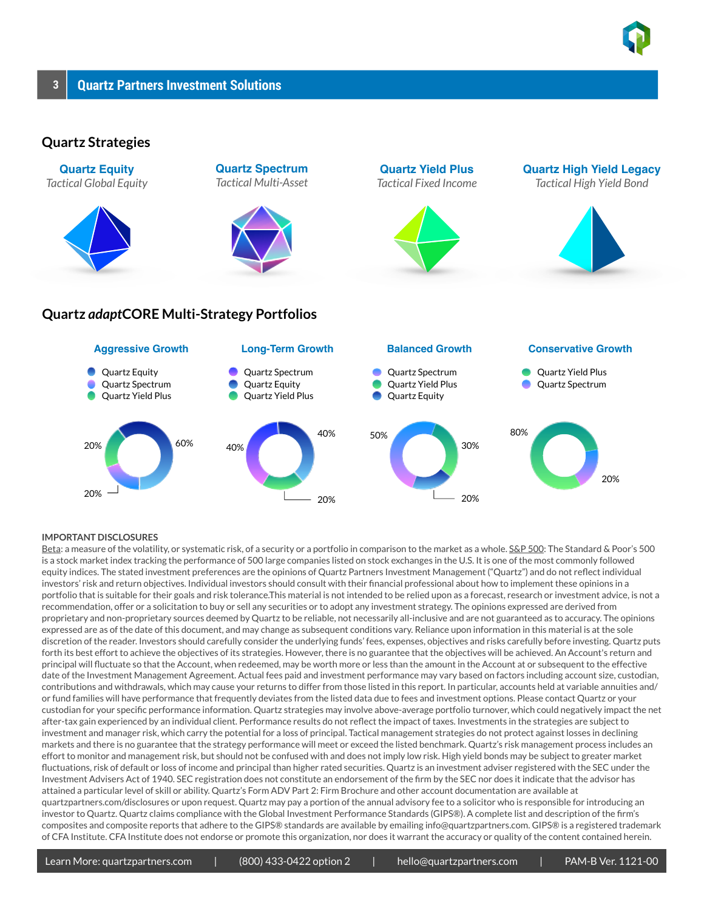## 3 Quartz Partners Investment Solutions

### Quartz Strategies

**Quartz Equity**
*Tactical Global Equity*

**Quartz Spectrum**
*Tactical Multi-Asset*

**Quartz Yield Plus**
*Tactical Fixed Income*

**Quartz High Yield Legacy**
*Tactical High Yield Bond*

### Quartz *adapt*CORE Multi-Strategy Portfolios

**Aggressive Growth**

- Quartz Equity
- Quartz Spectrum
- Quartz Yield Plus

60%
20%
20%

**Long-Term Growth**

- Quartz Spectrum
- Quartz Equity
- Quartz Yield Plus

40%
40%
20%

**Balanced Growth**

- Quartz Spectrum
- Quartz Yield Plus
- Quartz Equity

50%
30%
20%

**Conservative Growth**

- Quartz Yield Plus
- Quartz Spectrum

80%
20%

**IMPORTANT DISCLOSURES**

Beta: a measure of the volatility, or systematic risk, of a security or a portfolio in comparison to the market as a whole. S&P 500: The Standard & Poor's 500 is a stock market index tracking the performance of 500 large companies listed on stock exchanges in the U.S. It is one of the most commonly followed equity indices. The stated investment preferences are the opinions of Quartz Partners Investment Management ("Quartz") and do not reflect individual investors' risk and return objectives. Individual investors should consult with their financial professional about how to implement these opinions in a portfolio that is suitable for their goals and risk tolerance.This material is not intended to be relied upon as a forecast, research or investment advice, is not a recommendation, offer or a solicitation to buy or sell any securities or to adopt any investment strategy. The opinions expressed are derived from proprietary and non-proprietary sources deemed by Quartz to be reliable, not necessarily all-inclusive and are not guaranteed as to accuracy. The opinions expressed are as of the date of this document, and may change as subsequent conditions vary. Reliance upon information in this material is at the sole discretion of the reader. Investors should carefully consider the underlying funds' fees, expenses, objectives and risks carefully before investing. Quartz puts forth its best effort to achieve the objectives of its strategies. However, there is no guarantee that the objectives will be achieved. An Account's return and principal will fluctuate so that the Account, when redeemed, may be worth more or less than the amount in the Account at or subsequent to the effective date of the Investment Management Agreement. Actual fees paid and investment performance may vary based on factors including account size, custodian, contributions and withdrawals, which may cause your returns to differ from those listed in this report. In particular, accounts held at variable annuities and/or fund families will have performance that frequently deviates from the listed data due to fees and investment options. Please contact Quartz or your custodian for your specific performance information. Quartz strategies may involve above-average portfolio turnover, which could negatively impact the net after-tax gain experienced by an individual client. Performance results do not reflect the impact of taxes. Investments in the strategies are subject to investment and manager risk, which carry the potential for a loss of principal. Tactical management strategies do not protect against losses in declining markets and there is no guarantee that the strategy performance will meet or exceed the listed benchmark. Quartz's risk management process includes an effort to monitor and management risk, but should not be confused with and does not imply low risk. High yield bonds may be subject to greater market fluctuations, risk of default or loss of income and principal than higher rated securities. Quartz is an investment adviser registered with the SEC under the Investment Advisers Act of 1940. SEC registration does not constitute an endorsement of the firm by the SEC nor does it indicate that the advisor has attained a particular level of skill or ability. Quartz's Form ADV Part 2: Firm Brochure and other account documentation are available at quartzpartners.com/disclosures or upon request. Quartz may pay a portion of the annual advisory fee to a solicitor who is responsible for introducing an investor to Quartz. Quartz claims compliance with the Global Investment Performance Standards (GIPS®). A complete list and description of the firm's composites and composite reports that adhere to the GIPS® standards are available by emailing info@quartzpartners.com. GIPS® is a registered trademark of CFA Institute. CFA Institute does not endorse or promote this organization, nor does it warrant the accuracy or quality of the content contained herein.

Learn More: quartzpartners.com | (800) 433-0422 option 2 | hello@quartzpartners.com | PAM-B Ver. 1121-00